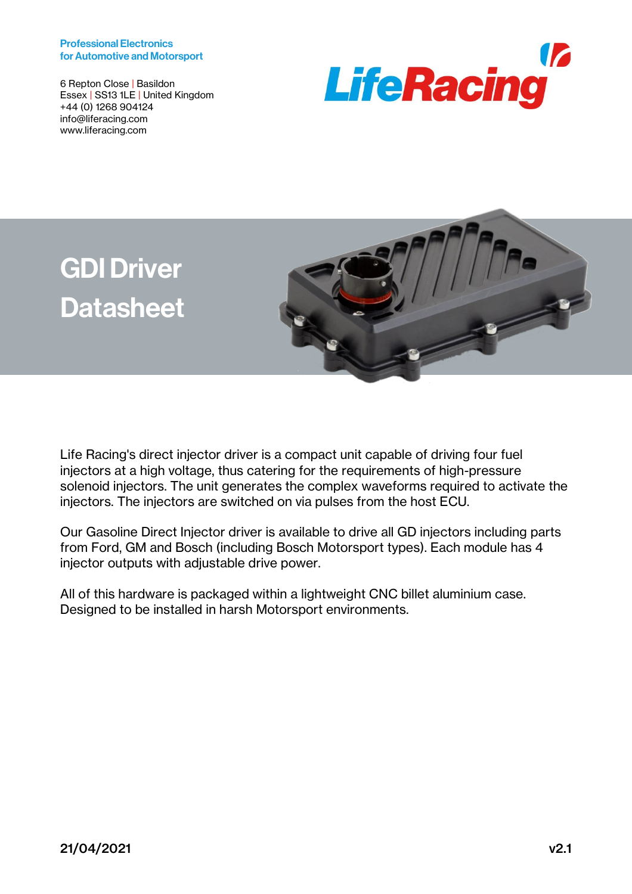Professional Electronics
for Automotive and Motorsport

6 Repton Close | Basildon
Essex | SS13 1LE | United Kingdom
+44 (0) 1268 904124
info@liferacing.com
www.liferacing.com

LifeRacing

# GDI Driver Datasheet

Life Racing's direct injector driver is a compact unit capable of driving four fuel injectors at a high voltage, thus catering for the requirements of high-pressure solenoid injectors. The unit generates the complex waveforms required to activate the injectors. The injectors are switched on via pulses from the host ECU.

Our Gasoline Direct Injector driver is available to drive all GD injectors including parts from Ford, GM and Bosch (including Bosch Motorsport types). Each module has 4 injector outputs with adjustable drive power.

All of this hardware is packaged within a lightweight CNC billet aluminium case. Designed to be installed in harsh Motorsport environments.

**21/04/2021** **v2.1**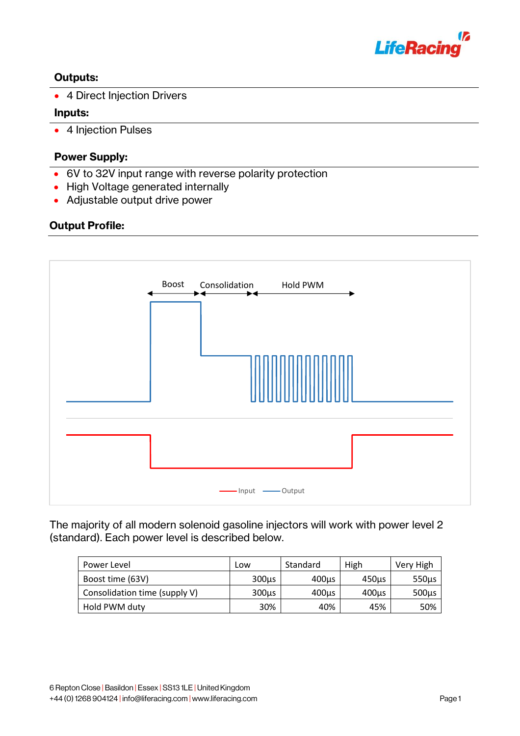**Outputs:**

- 4 Direct Injection Drivers

**Inputs:**

- 4 Injection Pulses

**Power Supply:**

- 6V to 32V input range with reverse polarity protection
- High Voltage generated internally
- Adjustable output drive power

**Output Profile:**

The majority of all modern solenoid gasoline injectors will work with power level 2 (standard). Each power level is described below.

| Power Level | Low | Standard | High | Very High |
|---|---|---|---|---|
| Boost time (63V) | 300µs | 400µs | 450µs | 550µs |
| Consolidation time (supply V) | 300µs | 400µs | 400µs | 500µs |
| Hold PWM duty | 30% | 40% | 45% | 50% |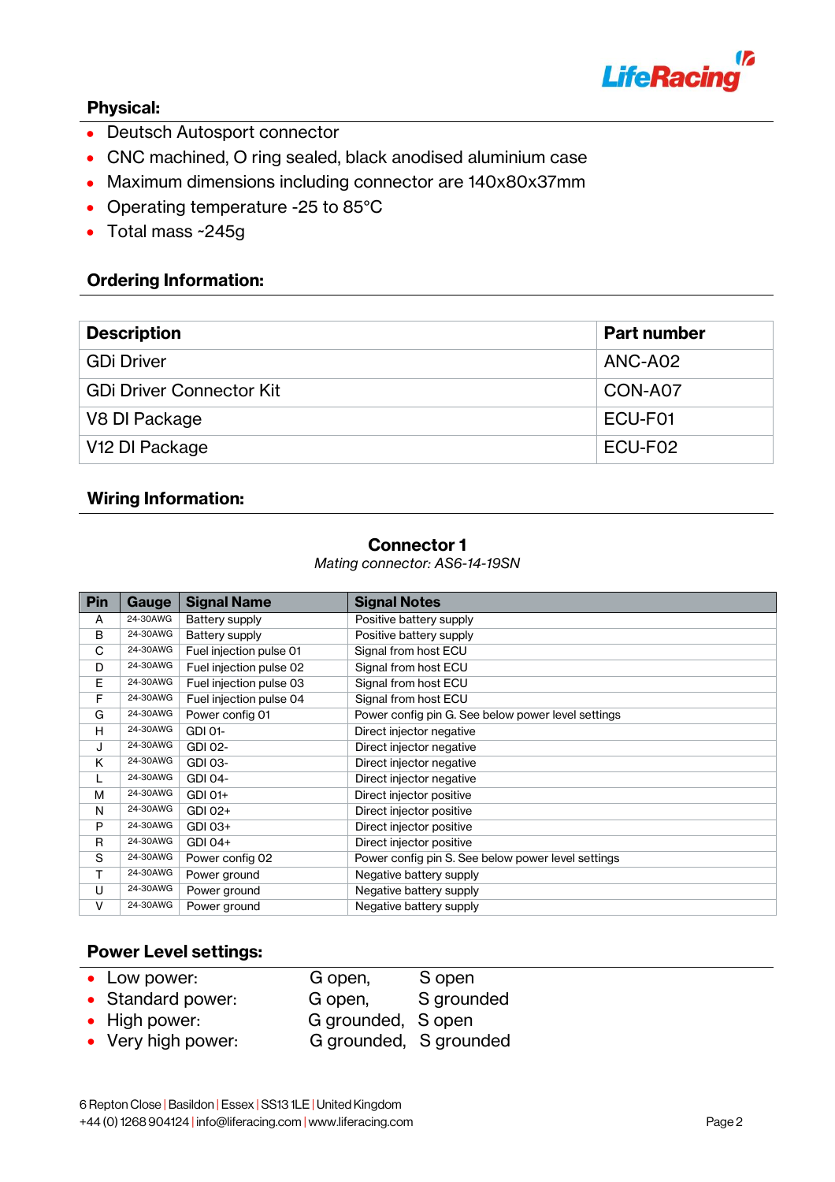## Physical:

- Deutsch Autosport connector
- CNC machined, O ring sealed, black anodised aluminium case
- Maximum dimensions including connector are 140x80x37mm
- Operating temperature -25 to 85°C
- Total mass ~245g

## Ordering Information:

| Description | Part number |
|---|---|
| GDi Driver | ANC-A02 |
| GDi Driver Connector Kit | CON-A07 |
| V8 DI Package | ECU-F01 |
| V12 DI Package | ECU-F02 |

## Wiring Information:

### Connector 1

*Mating connector: AS6-14-19SN*

| Pin | Gauge | Signal Name | Signal Notes |
|---|---|---|---|
| A | 24-30AWG | Battery supply | Positive battery supply |
| B | 24-30AWG | Battery supply | Positive battery supply |
| C | 24-30AWG | Fuel injection pulse 01 | Signal from host ECU |
| D | 24-30AWG | Fuel injection pulse 02 | Signal from host ECU |
| E | 24-30AWG | Fuel injection pulse 03 | Signal from host ECU |
| F | 24-30AWG | Fuel injection pulse 04 | Signal from host ECU |
| G | 24-30AWG | Power config 01 | Power config pin G. See below power level settings |
| H | 24-30AWG | GDI 01- | Direct injector negative |
| J | 24-30AWG | GDI 02- | Direct injector negative |
| K | 24-30AWG | GDI 03- | Direct injector negative |
| L | 24-30AWG | GDI 04- | Direct injector negative |
| M | 24-30AWG | GDI 01+ | Direct injector positive |
| N | 24-30AWG | GDI 02+ | Direct injector positive |
| P | 24-30AWG | GDI 03+ | Direct injector positive |
| R | 24-30AWG | GDI 04+ | Direct injector positive |
| S | 24-30AWG | Power config 02 | Power config pin S. See below power level settings |
| T | 24-30AWG | Power ground | Negative battery supply |
| U | 24-30AWG | Power ground | Negative battery supply |
| V | 24-30AWG | Power ground | Negative battery supply |

## Power Level settings:

- Low power: G open, S open
- Standard power: G open, S grounded
- High power: G grounded, S open
- Very high power: G grounded, S grounded

6 Repton Close | Basildon | Essex | SS13 1LE | United Kingdom
+44 (0) 1268 904124 | info@liferacing.com | www.liferacing.com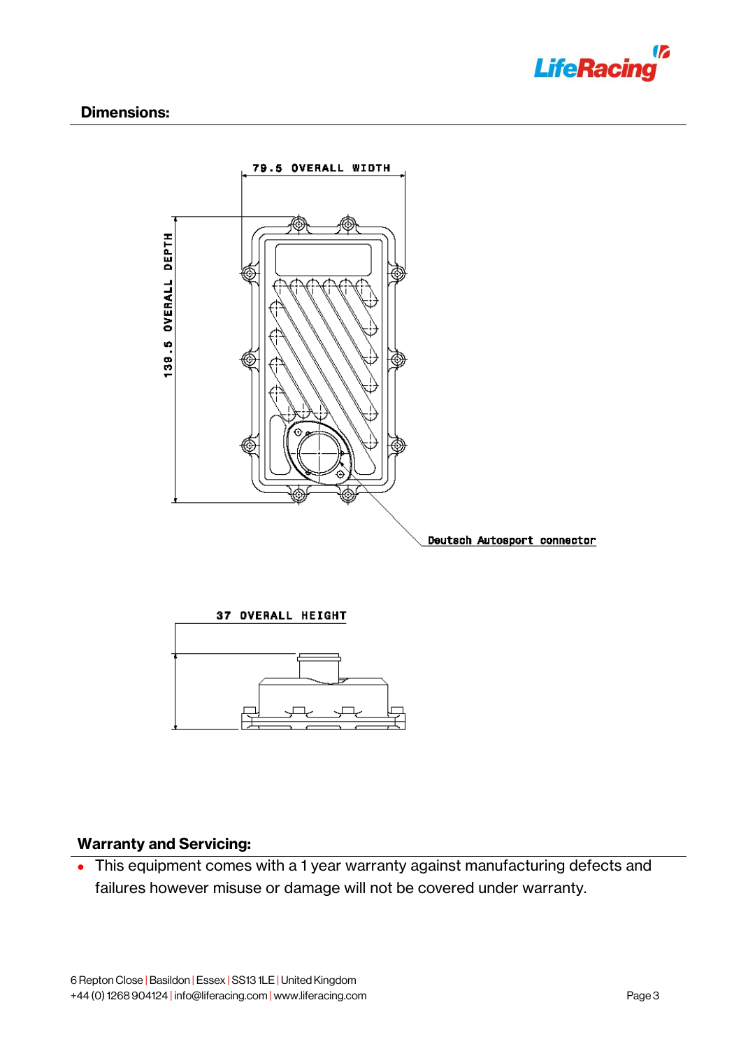## Dimensions:

79.5 OVERALL WIDTH

139.5 OVERALL DEPTH

Deutsch Autosport connector

37 OVERALL HEIGHT

## Warranty and Servicing:

- This equipment comes with a 1 year warranty against manufacturing defects and failures however misuse or damage will not be covered under warranty.